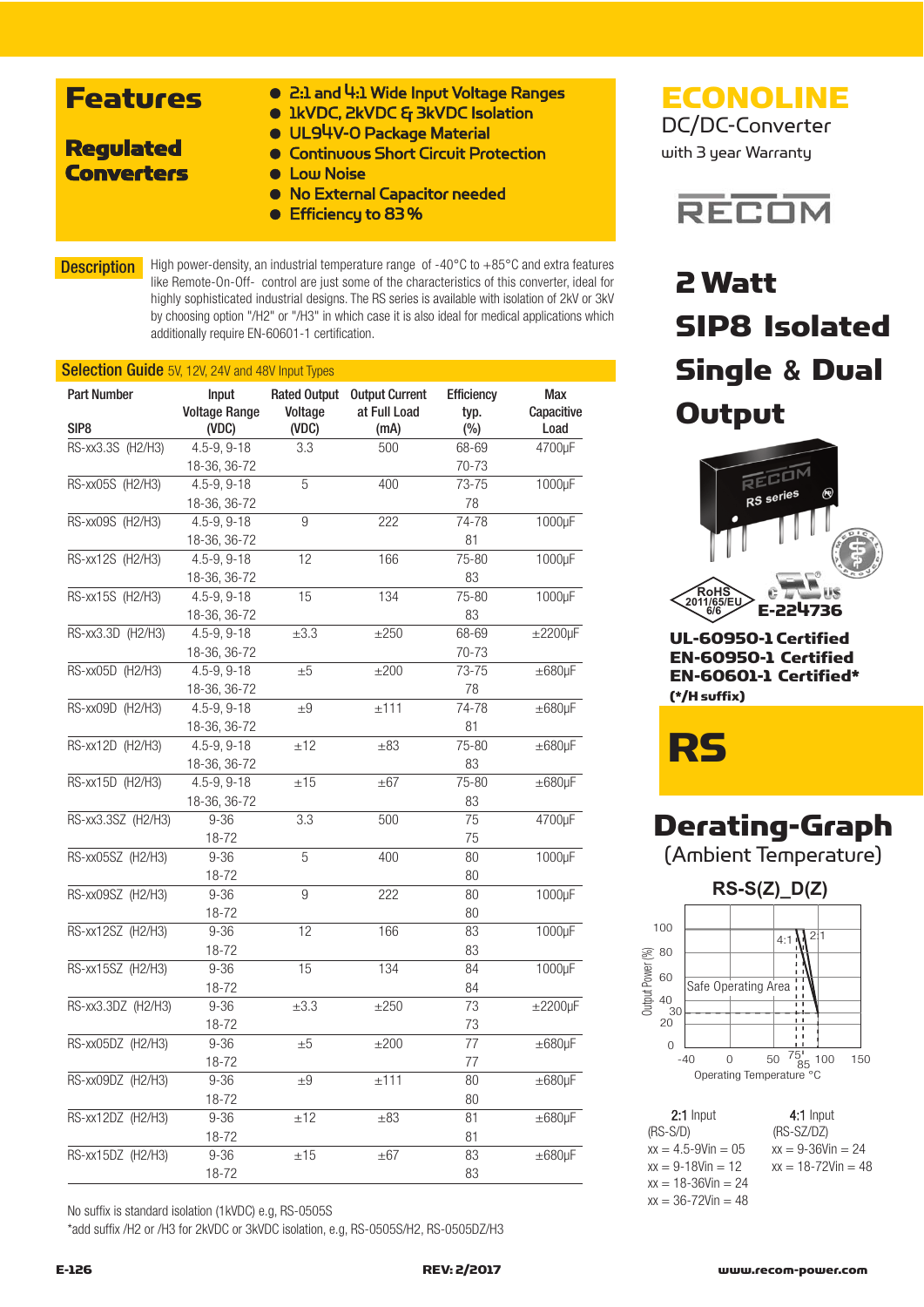# ECONOLINE

DC/DC-Converter

with 3 year Warranty

RECOM

## Features

### Regulated Converters

- 2:1 and 4:1 Wide Input Voltage Ranges
- 1kVDC, 2kVDC & 3kVDC Isolation
- UL94V-0 Package Material
- Continuous Short Circuit Protection
- Low Noise
- No External Capacitor needed
- Efficiency to 83%

# 2 Watt SIP8 Isolated Single & Dual Output

RoHS 2011/65/EU 6/6

E-224736

**UL-60950-1 Certified**
**EN-60950-1 Certified**
**EN-60601-1 Certified***
**(*/H suffix)**

# RS

## Description

High power-density, an industrial temperature range of -40°C to +85°C and extra features like Remote-On-Off- control are just some of the characteristics of this converter, ideal for highly sophisticated industrial designs. The RS series is available with isolation of 2kV or 3kV by choosing option "/H2" or "/H3" in which case it is also ideal for medical applications which additionally require EN-60601-1 certification.

## Selection Guide 5V, 12V, 24V and 48V Input Types

| Part Number SIP8 | Input Voltage Range (VDC) | Rated Output Voltage (VDC) | Output Current at Full Load (mA) | Efficiency typ. (%) | Max Capacitive Load |
|---|---|---|---|---|---|
| RS-xx3.3S (H2/H3) | 4.5-9, 9-18 / 18-36, 36-72 | 3.3 | 500 | 68-69 / 70-73 | 4700µF |
| RS-xx05S (H2/H3) | 4.5-9, 9-18 / 18-36, 36-72 | 5 | 400 | 73-75 / 78 | 1000µF |
| RS-xx09S (H2/H3) | 4.5-9, 9-18 / 18-36, 36-72 | 9 | 222 | 74-78 / 81 | 1000µF |
| RS-xx12S (H2/H3) | 4.5-9, 9-18 / 18-36, 36-72 | 12 | 166 | 75-80 / 83 | 1000µF |
| RS-xx15S (H2/H3) | 4.5-9, 9-18 / 18-36, 36-72 | 15 | 134 | 75-80 / 83 | 1000µF |
| RS-xx3.3D (H2/H3) | 4.5-9, 9-18 / 18-36, 36-72 | ±3.3 | ±250 | 68-69 / 70-73 | ±2200µF |
| RS-xx05D (H2/H3) | 4.5-9, 9-18 / 18-36, 36-72 | ±5 | ±200 | 73-75 / 78 | ±680µF |
| RS-xx09D (H2/H3) | 4.5-9, 9-18 / 18-36, 36-72 | ±9 | ±111 | 74-78 / 81 | ±680µF |
| RS-xx12D (H2/H3) | 4.5-9, 9-18 / 18-36, 36-72 | ±12 | ±83 | 75-80 / 83 | ±680µF |
| RS-xx15D (H2/H3) | 4.5-9, 9-18 / 18-36, 36-72 | ±15 | ±67 | 75-80 / 83 | ±680µF |
| RS-xx3.3SZ (H2/H3) | 9-36 / 18-72 | 3.3 | 500 | 75 / 75 | 4700µF |
| RS-xx05SZ (H2/H3) | 9-36 / 18-72 | 5 | 400 | 80 / 80 | 1000µF |
| RS-xx09SZ (H2/H3) | 9-36 / 18-72 | 9 | 222 | 80 / 80 | 1000µF |
| RS-xx12SZ (H2/H3) | 9-36 / 18-72 | 12 | 166 | 83 / 83 | 1000µF |
| RS-xx15SZ (H2/H3) | 9-36 / 18-72 | 15 | 134 | 84 / 84 | 1000µF |
| RS-xx3.3DZ (H2/H3) | 9-36 / 18-72 | ±3.3 | ±250 | 73 / 73 | ±2200µF |
| RS-xx05DZ (H2/H3) | 9-36 / 18-72 | ±5 | ±200 | 77 / 77 | ±680µF |
| RS-xx09DZ (H2/H3) | 9-36 / 18-72 | ±9 | ±111 | 80 / 80 | ±680µF |
| RS-xx12DZ (H2/H3) | 9-36 / 18-72 | ±12 | ±83 | 81 / 81 | ±680µF |
| RS-xx15DZ (H2/H3) | 9-36 / 18-72 | ±15 | ±67 | 83 / 83 | ±680µF |

No suffix is standard isolation (1kVDC) e.g, RS-0505S

*add suffix /H2 or /H3 for 2kVDC or 3kVDC isolation, e.g, RS-0505S/H2, RS-0505DZ/H3

## Derating-Graph

(Ambient Temperature)

**RS-S(Z)_D(Z)**

Output Power (%) vs. Operating Temperature °C: Safe Operating Area; 4:1 and 2:1 curves; axis values 100, 80, 60, 40, 30, 20, 0; -40, 0, 50, 75, 85, 100, 150.

| 2:1 Input (RS-S/D) | 4:1 Input (RS-SZ/DZ) |
|---|---|
| xx = 4.5-9Vin = 05 | xx = 9-36Vin = 24 |
| xx = 9-18Vin = 12 | xx = 18-72Vin = 48 |
| xx = 18-36Vin = 24 | |
| xx = 36-72Vin = 48 | |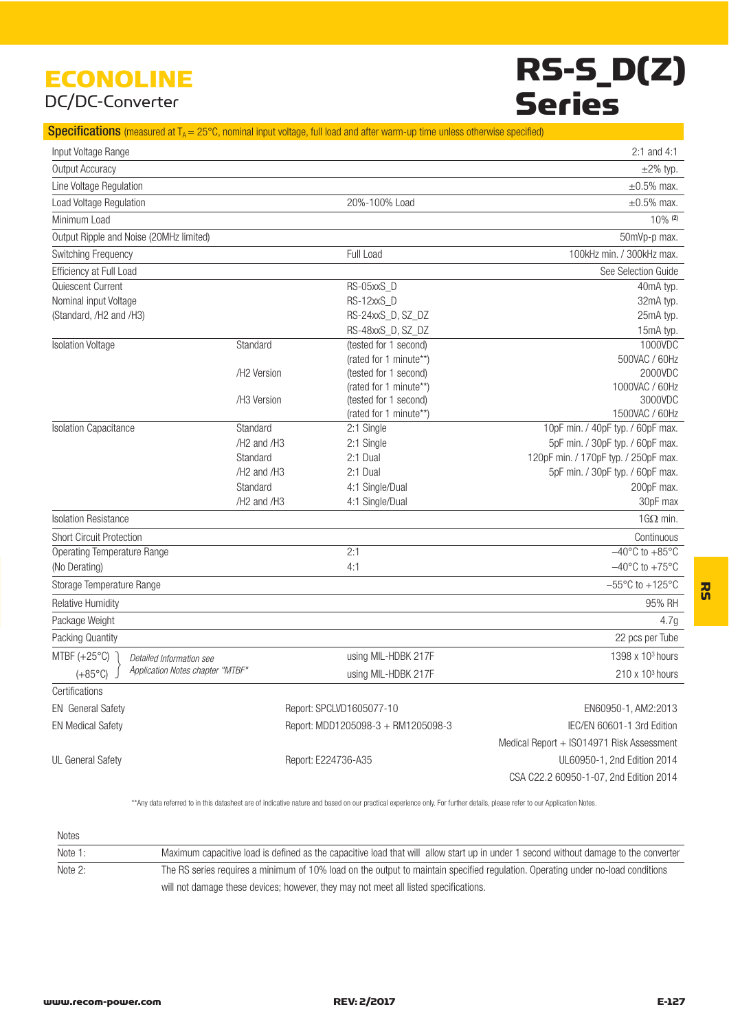# ECONOLINE
DC/DC-Converter

# RS-S_D(Z) Series

## Specifications (measured at $T_A$ = 25°C, nominal input voltage, full load and after warm-up time unless otherwise specified)

| | | | |
|---|---|---|---|
| Input Voltage Range | | | 2:1 and 4:1 |
| Output Accuracy | | | ±2% typ. |
| Line Voltage Regulation | | | ±0.5% max. |
| Load Voltage Regulation | | 20%-100% Load | ±0.5% max. |
| Minimum Load | | | 10% (2) |
| Output Ripple and Noise (20MHz limited) | | | 50mVp-p max. |
| Switching Frequency | | Full Load | 100kHz min. / 300kHz max. |
| Efficiency at Full Load | | | See Selection Guide |
| Quiescent Current | | RS-05xxS_D | 40mA typ. |
| Nominal input Voltage | | RS-12xxS_D | 32mA typ. |
| (Standard, /H2 and /H3) | | RS-24xxS_D, SZ_DZ | 25mA typ. |
| | | RS-48xxS_D, SZ_DZ | 15mA typ. |
| Isolation Voltage | Standard | (tested for 1 second) | 1000VDC |
| | | (rated for 1 minute**) | 500VAC / 60Hz |
| | /H2 Version | (tested for 1 second) | 2000VDC |
| | | (rated for 1 minute**) | 1000VAC / 60Hz |
| | /H3 Version | (tested for 1 second) | 3000VDC |
| | | (rated for 1 minute**) | 1500VAC / 60Hz |
| Isolation Capacitance | Standard | 2:1 Single | 10pF min. / 40pF typ. / 60pF max. |
| | /H2 and /H3 | 2:1 Single | 5pF min. / 30pF typ. / 60pF max. |
| | Standard | 2:1 Dual | 120pF min. / 170pF typ. / 250pF max. |
| | /H2 and /H3 | 2:1 Dual | 5pF min. / 30pF typ. / 60pF max. |
| | Standard | 4:1 Single/Dual | 200pF max. |
| | /H2 and /H3 | 4:1 Single/Dual | 30pF max |
| Isolation Resistance | | | 1GΩ min. |
| Short Circuit Protection | | | Continuous |
| Operating Temperature Range | | 2:1 | –40°C to +85°C |
| (No Derating) | | 4:1 | –40°C to +75°C |
| Storage Temperature Range | | | –55°C to +125°C |
| Relative Humidity | | | 95% RH |
| Package Weight | | | 4.7g |
| Packing Quantity | | | 22 pcs per Tube |
| MTBF (+25°C) | *Detailed Information see Application Notes chapter "MTBF"* | using MIL-HDBK 217F | 1398 x $10^3$ hours |
| (+85°C) | | using MIL-HDBK 217F | 210 x $10^3$ hours |
| Certifications | | | |
| EN General Safety | | Report: SPCLVD1605077-10 | EN60950-1, AM2:2013 |
| EN Medical Safety | | Report: MDD1205098-3 + RM1205098-3 | IEC/EN 60601-1 3rd Edition |
| | | | Medical Report + ISO14971 Risk Assessment |
| UL General Safety | | Report: E224736-A35 | UL60950-1, 2nd Edition 2014 |
| | | | CSA C22.2 60950-1-07, 2nd Edition 2014 |

**Any data referred to in this datasheet are of indicative nature and based on our practical experience only. For further details, please refer to our Application Notes.

| Notes | |
|---|---|
| Note 1: | Maximum capacitive load is defined as the capacitive load that will allow start up in under 1 second without damage to the converter |
| Note 2: | The RS series requires a minimum of 10% load on the output to maintain specified regulation. Operating under no-load conditions will not damage these devices; however, they may not meet all listed specifications. |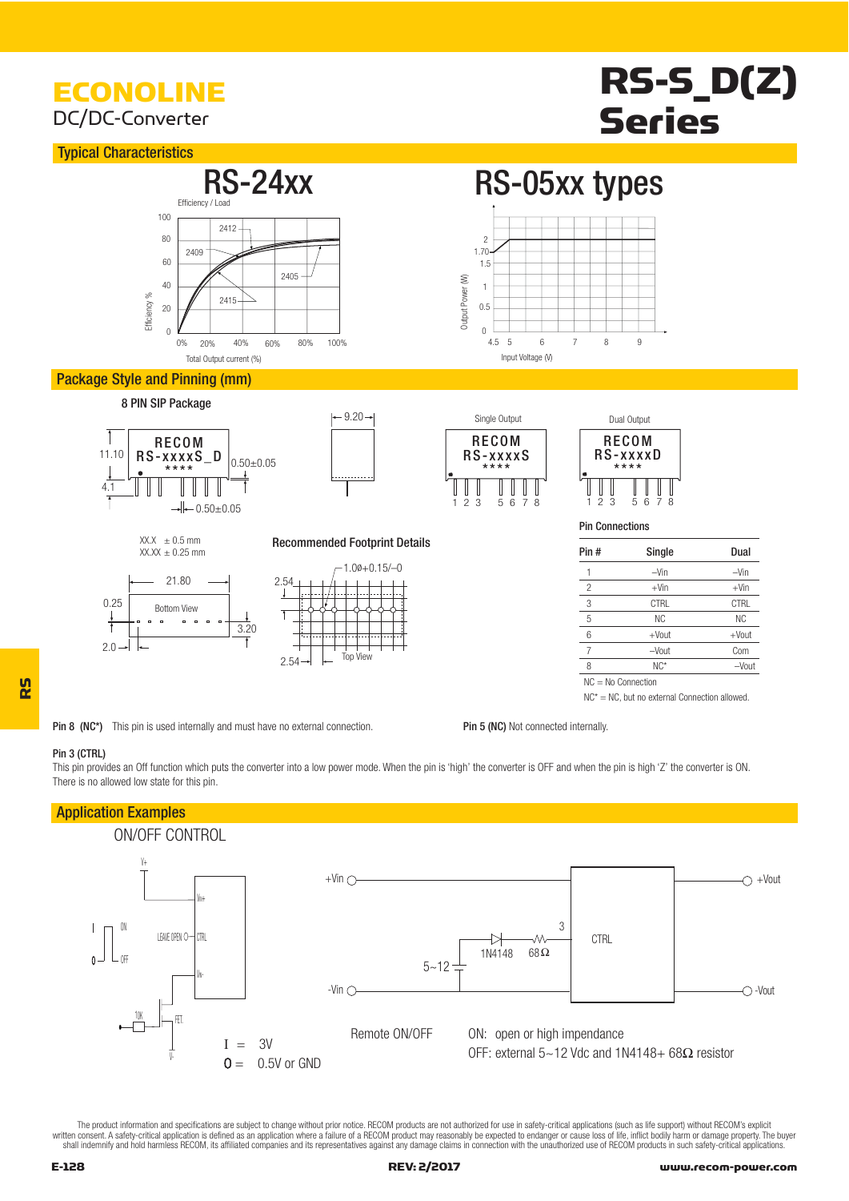# ECONOLINE

DC/DC-Converter

# RS-S_D(Z) Series

## Typical Characteristics

### RS-24xx

Efficiency / Load

Efficiency %

100
80
60
40
20
0

0% 20% 40% 60% 80% 100%

Total Output current (%)

2412
2409
2405
2415

### RS-05xx types

Output Power (W)

2
1.70
1.5
1
0.5
0

4.5 5 6 7 8 9

Input Voltage (V)

## Package Style and Pinning (mm)

8 PIN SIP Package

RECOM
RS-xxxxS_D
****

11.10
4.1
0.50±0.05
0.50±0.05
9.20

Single Output

RECOM
RS-xxxxS
****

1 2 3 5 6 7 8

Dual Output

RECOM
RS-xxxxD
****

1 2 3 5 6 7 8

XX.X ± 0.5 mm
XX.XX ± 0.25 mm

21.80
0.25
Bottom View
3.20
2.0

Recommended Footprint Details

1.00+0.15/–0
2.54
2.54
Top View

Pin Connections

| Pin # | Single | Dual |
|---|---|---|
| 1 | –Vin | –Vin |
| 2 | +Vin | +Vin |
| 3 | CTRL | CTRL |
| 5 | NC | NC |
| 6 | +Vout | +Vout |
| 7 | –Vout | Com |
| 8 | NC* | –Vout |

NC = No Connection

NC* = NC, but no external Connection allowed.

**Pin 8 (NC*)** This pin is used internally and must have no external connection.

**Pin 5 (NC)** Not connected internally.

**Pin 3 (CTRL)**

This pin provides an Off function which puts the converter into a low power mode. When the pin is 'high' the converter is OFF and when the pin is high 'Z' the converter is ON. There is no allowed low state for this pin.

## Application Examples

ON/OFF CONTROL

V+
Vin+
ON
OFF
LEAVE OPEN
CTRL
Vin-
10K
FET
V-

I = 3V

0 = 0.5V or GND

+Vin
-Vin
5~12
1N4148
68Ω
3
CTRL
+Vout
-Vout

Remote ON/OFF

ON: open or high impendance

OFF: external 5~12 Vdc and 1N4148+ 68Ω resistor

The product information and specifications are subject to change without prior notice. RECOM products are not authorized for use in safety-critical applications (such as life support) without RECOM's explicit written consent. A safety-critical application is defined as an application where a failure of a RECOM product may reasonably be expected to endanger or cause loss of life, inflict bodily harm or damage property. The buyer shall indemnify and hold harmless RECOM, its affiliated companies and its representatives against any damage claims in connection with the unauthorized use of RECOM products in such safety-critical applications.

REV: 2/2017